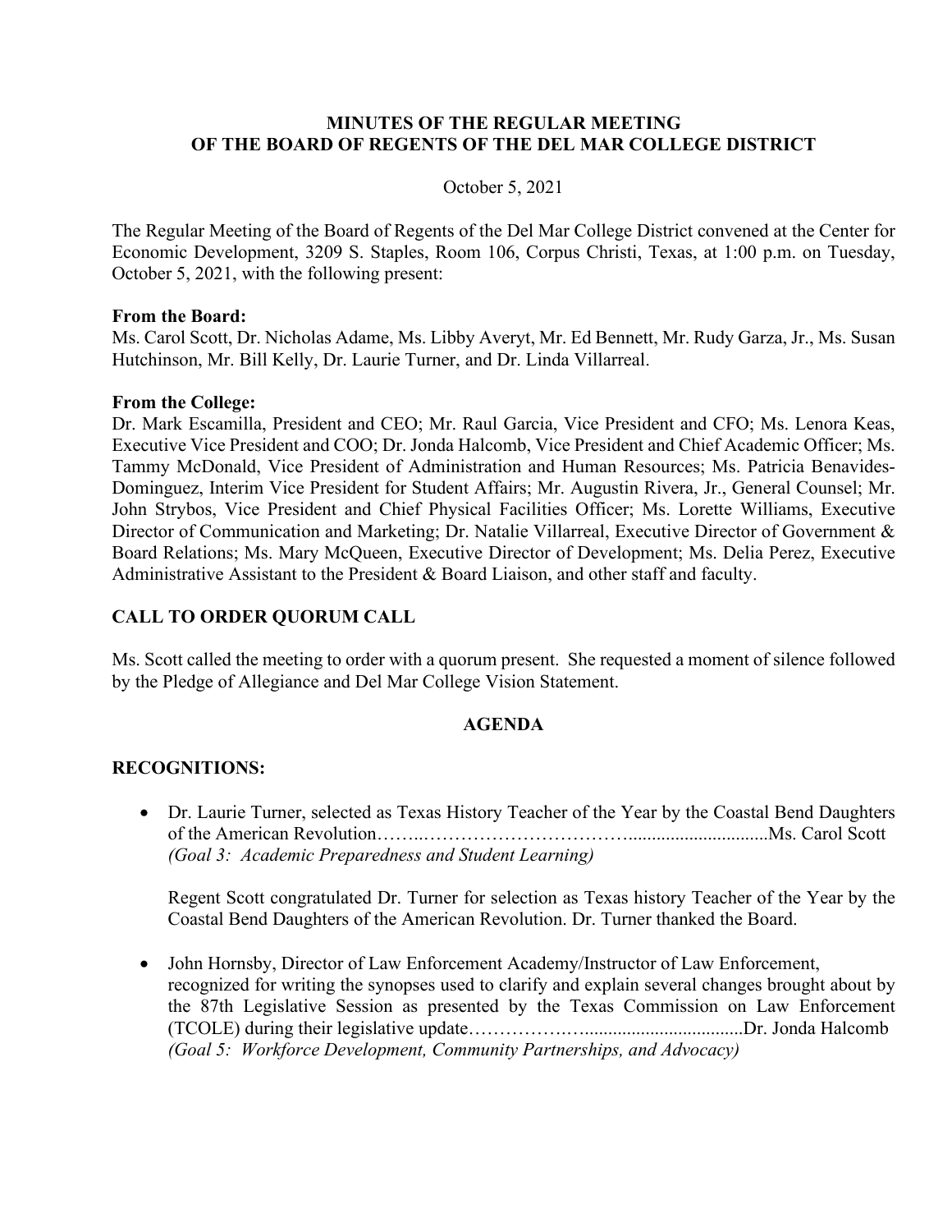**MINUTES OF THE REGULAR MEETING**
**OF THE BOARD OF REGENTS OF THE DEL MAR COLLEGE DISTRICT**

October 5, 2021

The Regular Meeting of the Board of Regents of the Del Mar College District convened at the Center for Economic Development, 3209 S. Staples, Room 106, Corpus Christi, Texas, at 1:00 p.m. on Tuesday, October 5, 2021, with the following present:

**From the Board:**
Ms. Carol Scott, Dr. Nicholas Adame, Ms. Libby Averyt, Mr. Ed Bennett, Mr. Rudy Garza, Jr., Ms. Susan Hutchinson, Mr. Bill Kelly, Dr. Laurie Turner, and Dr. Linda Villarreal.

**From the College:**
Dr. Mark Escamilla, President and CEO; Mr. Raul Garcia, Vice President and CFO; Ms. Lenora Keas, Executive Vice President and COO; Dr. Jonda Halcomb, Vice President and Chief Academic Officer; Ms. Tammy McDonald, Vice President of Administration and Human Resources; Ms. Patricia Benavides-Dominguez, Interim Vice President for Student Affairs; Mr. Augustin Rivera, Jr., General Counsel; Mr. John Strybos, Vice President and Chief Physical Facilities Officer; Ms. Lorette Williams, Executive Director of Communication and Marketing; Dr. Natalie Villarreal, Executive Director of Government & Board Relations; Ms. Mary McQueen, Executive Director of Development; Ms. Delia Perez, Executive Administrative Assistant to the President & Board Liaison, and other staff and faculty.

## CALL TO ORDER QUORUM CALL

Ms. Scott called the meeting to order with a quorum present. She requested a moment of silence followed by the Pledge of Allegiance and Del Mar College Vision Statement.

## AGENDA

## RECOGNITIONS:

- Dr. Laurie Turner, selected as Texas History Teacher of the Year by the Coastal Bend Daughters of the American Revolution……..……………………………............................Ms. Carol Scott
  *(Goal 3: Academic Preparedness and Student Learning)*

  Regent Scott congratulated Dr. Turner for selection as Texas history Teacher of the Year by the Coastal Bend Daughters of the American Revolution. Dr. Turner thanked the Board.

- John Hornsby, Director of Law Enforcement Academy/Instructor of Law Enforcement, recognized for writing the synopses used to clarify and explain several changes brought about by the 87th Legislative Session as presented by the Texas Commission on Law Enforcement (TCOLE) during their legislative update………………..................................Dr. Jonda Halcomb
  *(Goal 5: Workforce Development, Community Partnerships, and Advocacy)*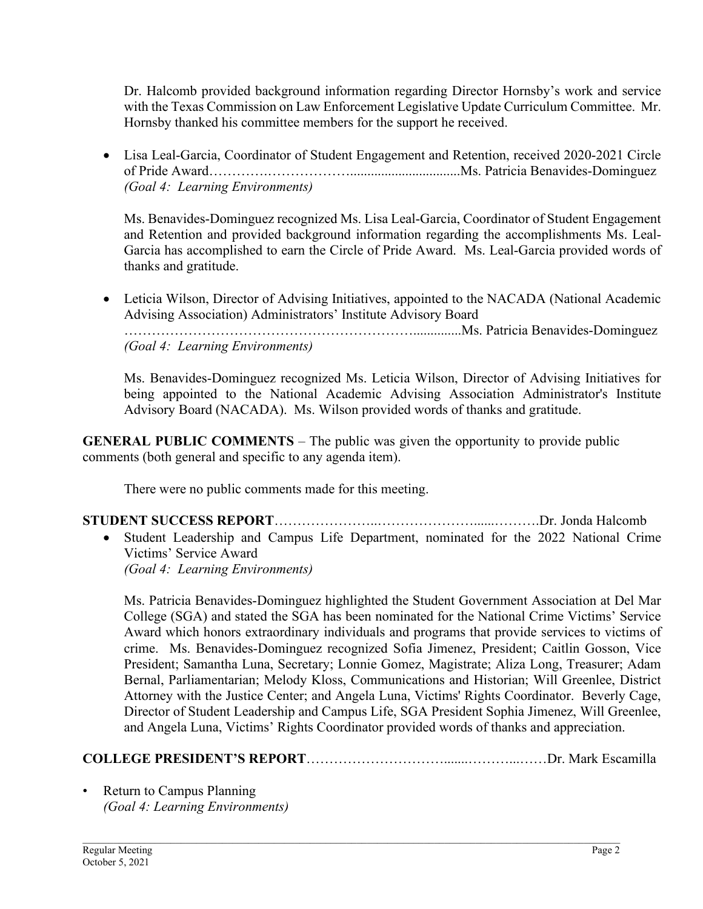Dr. Halcomb provided background information regarding Director Hornsby's work and service with the Texas Commission on Law Enforcement Legislative Update Curriculum Committee. Mr. Hornsby thanked his committee members for the support he received.

- Lisa Leal-Garcia, Coordinator of Student Engagement and Retention, received 2020-2021 Circle of Pride Award…………….……………….................................Ms. Patricia Benavides-Dominguez
  *(Goal 4: Learning Environments)*

  Ms. Benavides-Dominguez recognized Ms. Lisa Leal-Garcia, Coordinator of Student Engagement and Retention and provided background information regarding the accomplishments Ms. Leal-Garcia has accomplished to earn the Circle of Pride Award. Ms. Leal-Garcia provided words of thanks and gratitude.

- Leticia Wilson, Director of Advising Initiatives, appointed to the NACADA (National Academic Advising Association) Administrators' Institute Advisory Board
  ……………………………………………………….............Ms. Patricia Benavides-Dominguez
  *(Goal 4: Learning Environments)*

  Ms. Benavides-Dominguez recognized Ms. Leticia Wilson, Director of Advising Initiatives for being appointed to the National Academic Advising Association Administrator's Institute Advisory Board (NACADA). Ms. Wilson provided words of thanks and gratitude.

**GENERAL PUBLIC COMMENTS** – The public was given the opportunity to provide public comments (both general and specific to any agenda item).

There were no public comments made for this meeting.

**STUDENT SUCCESS REPORT**…………………..…………………......……….Dr. Jonda Halcomb

- Student Leadership and Campus Life Department, nominated for the 2022 National Crime Victims' Service Award
  *(Goal 4: Learning Environments)*

  Ms. Patricia Benavides-Dominguez highlighted the Student Government Association at Del Mar College (SGA) and stated the SGA has been nominated for the National Crime Victims' Service Award which honors extraordinary individuals and programs that provide services to victims of crime. Ms. Benavides-Dominguez recognized Sofia Jimenez, President; Caitlin Gosson, Vice President; Samantha Luna, Secretary; Lonnie Gomez, Magistrate; Aliza Long, Treasurer; Adam Bernal, Parliamentarian; Melody Kloss, Communications and Historian; Will Greenlee, District Attorney with the Justice Center; and Angela Luna, Victims' Rights Coordinator. Beverly Cage, Director of Student Leadership and Campus Life, SGA President Sophia Jimenez, Will Greenlee, and Angela Luna, Victims' Rights Coordinator provided words of thanks and appreciation.

**COLLEGE PRESIDENT'S REPORT**………………………......………...……Dr. Mark Escamilla

- Return to Campus Planning
  *(Goal 4: Learning Environments)*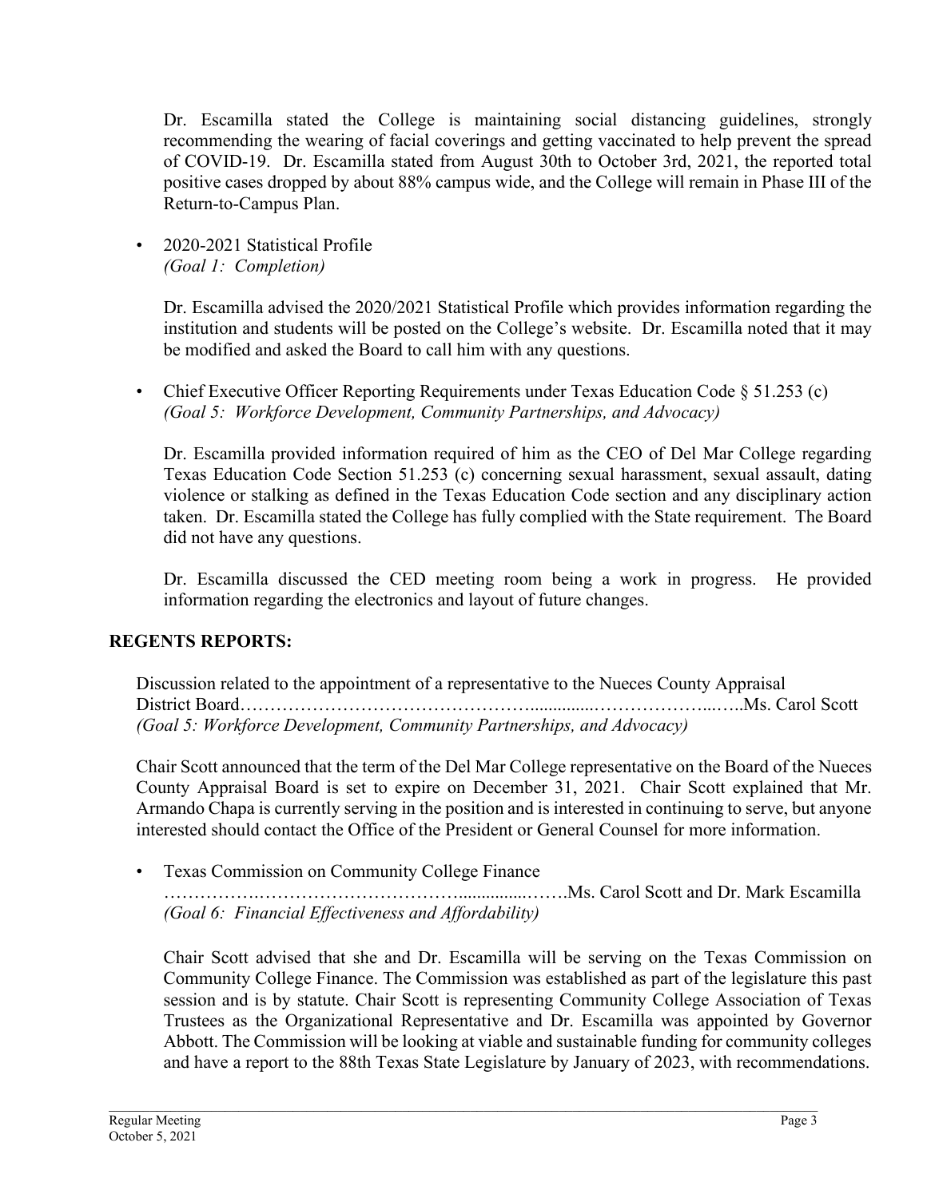Dr. Escamilla stated the College is maintaining social distancing guidelines, strongly recommending the wearing of facial coverings and getting vaccinated to help prevent the spread of COVID-19. Dr. Escamilla stated from August 30th to October 3rd, 2021, the reported total positive cases dropped by about 88% campus wide, and the College will remain in Phase III of the Return-to-Campus Plan.

- 2020-2021 Statistical Profile
  *(Goal 1: Completion)*

  Dr. Escamilla advised the 2020/2021 Statistical Profile which provides information regarding the institution and students will be posted on the College's website. Dr. Escamilla noted that it may be modified and asked the Board to call him with any questions.

- Chief Executive Officer Reporting Requirements under Texas Education Code § 51.253 (c)
  *(Goal 5: Workforce Development, Community Partnerships, and Advocacy)*

  Dr. Escamilla provided information required of him as the CEO of Del Mar College regarding Texas Education Code Section 51.253 (c) concerning sexual harassment, sexual assault, dating violence or stalking as defined in the Texas Education Code section and any disciplinary action taken. Dr. Escamilla stated the College has fully complied with the State requirement. The Board did not have any questions.

  Dr. Escamilla discussed the CED meeting room being a work in progress. He provided information regarding the electronics and layout of future changes.

## REGENTS REPORTS:

Discussion related to the appointment of a representative to the Nueces County Appraisal District Board……………………………………….............………………...…..Ms. Carol Scott
*(Goal 5: Workforce Development, Community Partnerships, and Advocacy)*

Chair Scott announced that the term of the Del Mar College representative on the Board of the Nueces County Appraisal Board is set to expire on December 31, 2021. Chair Scott explained that Mr. Armando Chapa is currently serving in the position and is interested in continuing to serve, but anyone interested should contact the Office of the President or General Counsel for more information.

- Texas Commission on Community College Finance
  ……………..…………………………..............……Ms. Carol Scott and Dr. Mark Escamilla
  *(Goal 6: Financial Effectiveness and Affordability)*

  Chair Scott advised that she and Dr. Escamilla will be serving on the Texas Commission on Community College Finance. The Commission was established as part of the legislature this past session and is by statute. Chair Scott is representing Community College Association of Texas Trustees as the Organizational Representative and Dr. Escamilla was appointed by Governor Abbott. The Commission will be looking at viable and sustainable funding for community colleges and have a report to the 88th Texas State Legislature by January of 2023, with recommendations.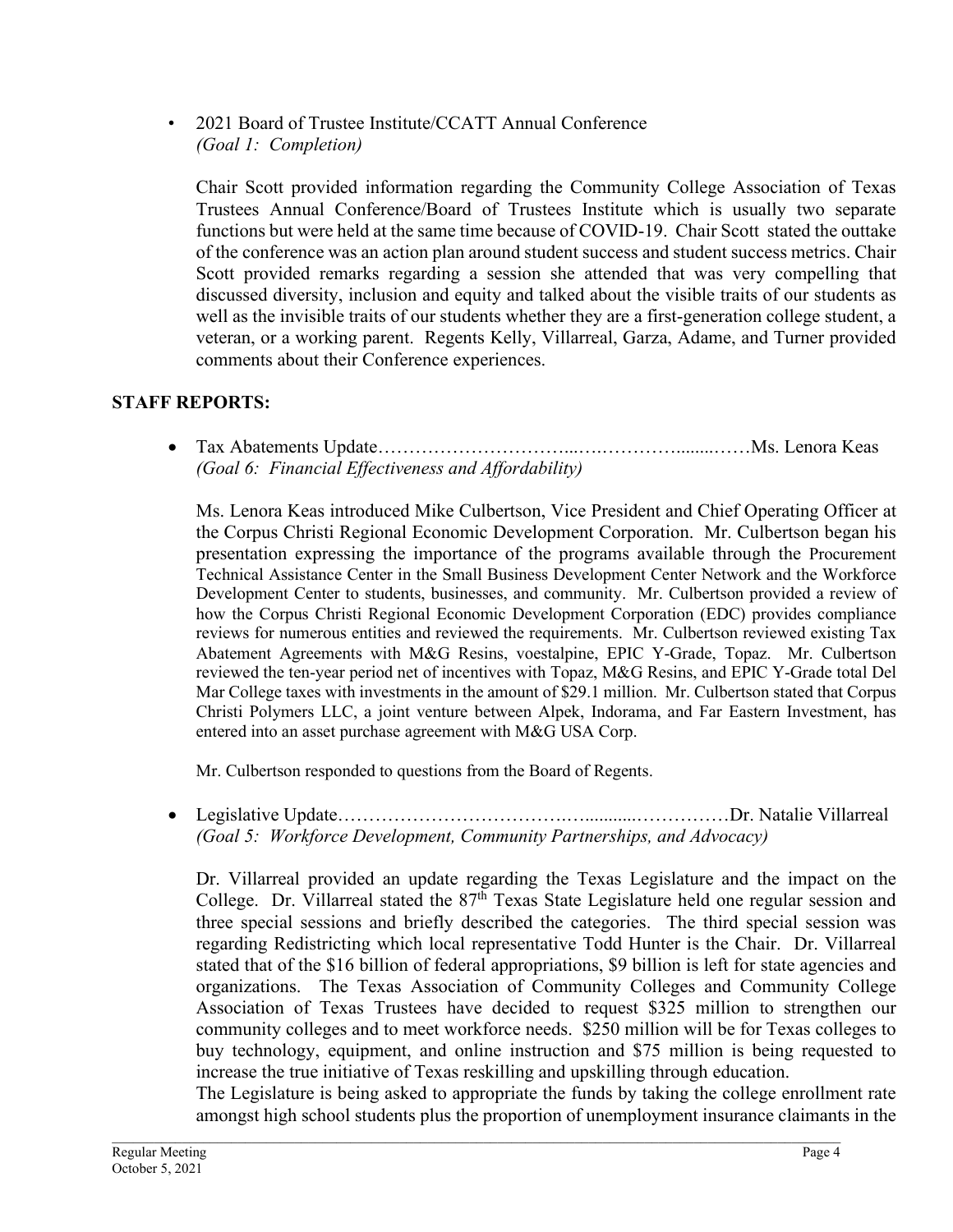- 2021 Board of Trustee Institute/CCATT Annual Conference
  *(Goal 1: Completion)*

  Chair Scott provided information regarding the Community College Association of Texas Trustees Annual Conference/Board of Trustees Institute which is usually two separate functions but were held at the same time because of COVID-19. Chair Scott stated the outtake of the conference was an action plan around student success and student success metrics. Chair Scott provided remarks regarding a session she attended that was very compelling that discussed diversity, inclusion and equity and talked about the visible traits of our students as well as the invisible traits of our students whether they are a first-generation college student, a veteran, or a working parent. Regents Kelly, Villarreal, Garza, Adame, and Turner provided comments about their Conference experiences.

## STAFF REPORTS:

- Tax Abatements Update……………………………...….………….........……Ms. Lenora Keas
  *(Goal 6: Financial Effectiveness and Affordability)*

  Ms. Lenora Keas introduced Mike Culbertson, Vice President and Chief Operating Officer at the Corpus Christi Regional Economic Development Corporation. Mr. Culbertson began his presentation expressing the importance of the programs available through the Procurement Technical Assistance Center in the Small Business Development Center Network and the Workforce Development Center to students, businesses, and community. Mr. Culbertson provided a review of how the Corpus Christi Regional Economic Development Corporation (EDC) provides compliance reviews for numerous entities and reviewed the requirements. Mr. Culbertson reviewed existing Tax Abatement Agreements with M&G Resins, voestalpine, EPIC Y-Grade, Topaz. Mr. Culbertson reviewed the ten-year period net of incentives with Topaz, M&G Resins, and EPIC Y-Grade total Del Mar College taxes with investments in the amount of $29.1 million. Mr. Culbertson stated that Corpus Christi Polymers LLC, a joint venture between Alpek, Indorama, and Far Eastern Investment, has entered into an asset purchase agreement with M&G USA Corp.

  Mr. Culbertson responded to questions from the Board of Regents.

- Legislative Update……………………………….…..........……………Dr. Natalie Villarreal
  *(Goal 5: Workforce Development, Community Partnerships, and Advocacy)*

  Dr. Villarreal provided an update regarding the Texas Legislature and the impact on the College. Dr. Villarreal stated the 87th Texas State Legislature held one regular session and three special sessions and briefly described the categories. The third special session was regarding Redistricting which local representative Todd Hunter is the Chair. Dr. Villarreal stated that of the $16 billion of federal appropriations, $9 billion is left for state agencies and organizations. The Texas Association of Community Colleges and Community College Association of Texas Trustees have decided to request $325 million to strengthen our community colleges and to meet workforce needs. $250 million will be for Texas colleges to buy technology, equipment, and online instruction and $75 million is being requested to increase the true initiative of Texas reskilling and upskilling through education.
  The Legislature is being asked to appropriate the funds by taking the college enrollment rate amongst high school students plus the proportion of unemployment insurance claimants in the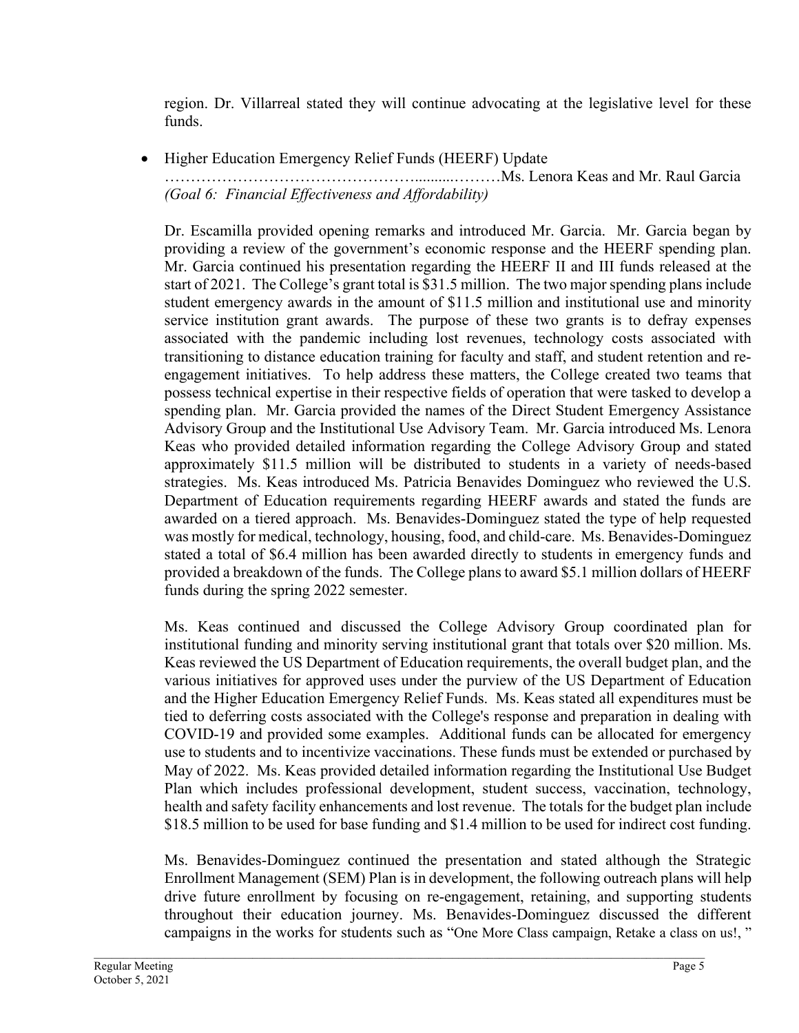region. Dr. Villarreal stated they will continue advocating at the legislative level for these funds.

- Higher Education Emergency Relief Funds (HEERF) Update ………………………………………..........………Ms. Lenora Keas and Mr. Raul Garcia *(Goal 6: Financial Effectiveness and Affordability)*

  Dr. Escamilla provided opening remarks and introduced Mr. Garcia. Mr. Garcia began by providing a review of the government's economic response and the HEERF spending plan. Mr. Garcia continued his presentation regarding the HEERF II and III funds released at the start of 2021. The College's grant total is $31.5 million. The two major spending plans include student emergency awards in the amount of $11.5 million and institutional use and minority service institution grant awards. The purpose of these two grants is to defray expenses associated with the pandemic including lost revenues, technology costs associated with transitioning to distance education training for faculty and staff, and student retention and re-engagement initiatives. To help address these matters, the College created two teams that possess technical expertise in their respective fields of operation that were tasked to develop a spending plan. Mr. Garcia provided the names of the Direct Student Emergency Assistance Advisory Group and the Institutional Use Advisory Team. Mr. Garcia introduced Ms. Lenora Keas who provided detailed information regarding the College Advisory Group and stated approximately $11.5 million will be distributed to students in a variety of needs-based strategies. Ms. Keas introduced Ms. Patricia Benavides Dominguez who reviewed the U.S. Department of Education requirements regarding HEERF awards and stated the funds are awarded on a tiered approach. Ms. Benavides-Dominguez stated the type of help requested was mostly for medical, technology, housing, food, and child-care. Ms. Benavides-Dominguez stated a total of $6.4 million has been awarded directly to students in emergency funds and provided a breakdown of the funds. The College plans to award $5.1 million dollars of HEERF funds during the spring 2022 semester.

  Ms. Keas continued and discussed the College Advisory Group coordinated plan for institutional funding and minority serving institutional grant that totals over $20 million. Ms. Keas reviewed the US Department of Education requirements, the overall budget plan, and the various initiatives for approved uses under the purview of the US Department of Education and the Higher Education Emergency Relief Funds. Ms. Keas stated all expenditures must be tied to deferring costs associated with the College's response and preparation in dealing with COVID-19 and provided some examples. Additional funds can be allocated for emergency use to students and to incentivize vaccinations. These funds must be extended or purchased by May of 2022. Ms. Keas provided detailed information regarding the Institutional Use Budget Plan which includes professional development, student success, vaccination, technology, health and safety facility enhancements and lost revenue. The totals for the budget plan include $18.5 million to be used for base funding and $1.4 million to be used for indirect cost funding.

  Ms. Benavides-Dominguez continued the presentation and stated although the Strategic Enrollment Management (SEM) Plan is in development, the following outreach plans will help drive future enrollment by focusing on re-engagement, retaining, and supporting students throughout their education journey. Ms. Benavides-Dominguez discussed the different campaigns in the works for students such as "One More Class campaign, Retake a class on us!, "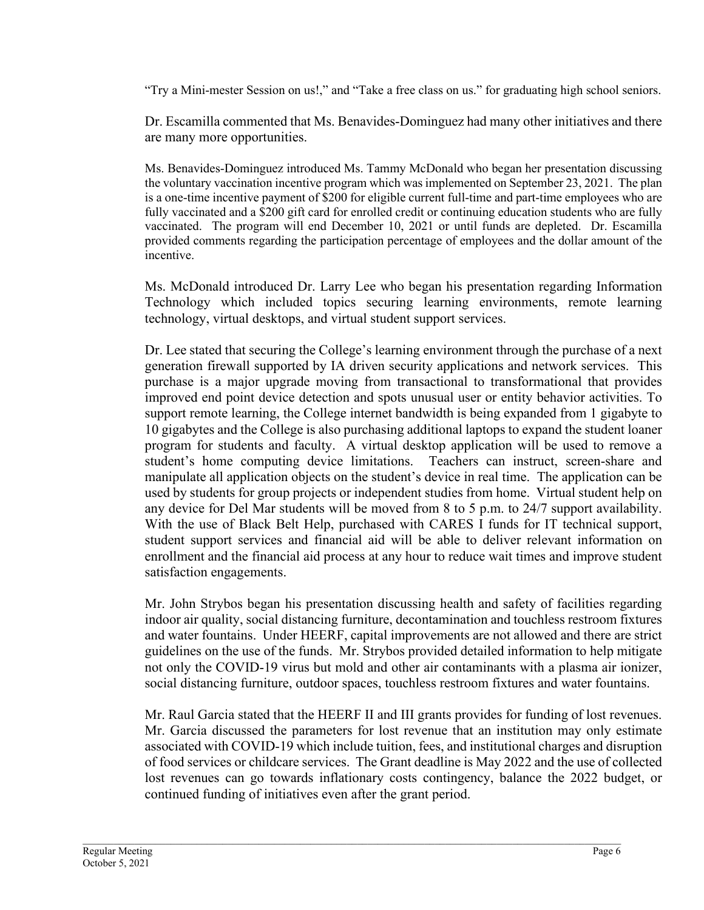"Try a Mini-mester Session on us!," and "Take a free class on us." for graduating high school seniors.

Dr. Escamilla commented that Ms. Benavides-Dominguez had many other initiatives and there are many more opportunities.

Ms. Benavides-Dominguez introduced Ms. Tammy McDonald who began her presentation discussing the voluntary vaccination incentive program which was implemented on September 23, 2021. The plan is a one-time incentive payment of $200 for eligible current full-time and part-time employees who are fully vaccinated and a $200 gift card for enrolled credit or continuing education students who are fully vaccinated. The program will end December 10, 2021 or until funds are depleted. Dr. Escamilla provided comments regarding the participation percentage of employees and the dollar amount of the incentive.

Ms. McDonald introduced Dr. Larry Lee who began his presentation regarding Information Technology which included topics securing learning environments, remote learning technology, virtual desktops, and virtual student support services.

Dr. Lee stated that securing the College's learning environment through the purchase of a next generation firewall supported by IA driven security applications and network services. This purchase is a major upgrade moving from transactional to transformational that provides improved end point device detection and spots unusual user or entity behavior activities. To support remote learning, the College internet bandwidth is being expanded from 1 gigabyte to 10 gigabytes and the College is also purchasing additional laptops to expand the student loaner program for students and faculty. A virtual desktop application will be used to remove a student's home computing device limitations. Teachers can instruct, screen-share and manipulate all application objects on the student's device in real time. The application can be used by students for group projects or independent studies from home. Virtual student help on any device for Del Mar students will be moved from 8 to 5 p.m. to 24/7 support availability. With the use of Black Belt Help, purchased with CARES I funds for IT technical support, student support services and financial aid will be able to deliver relevant information on enrollment and the financial aid process at any hour to reduce wait times and improve student satisfaction engagements.

Mr. John Strybos began his presentation discussing health and safety of facilities regarding indoor air quality, social distancing furniture, decontamination and touchless restroom fixtures and water fountains. Under HEERF, capital improvements are not allowed and there are strict guidelines on the use of the funds. Mr. Strybos provided detailed information to help mitigate not only the COVID-19 virus but mold and other air contaminants with a plasma air ionizer, social distancing furniture, outdoor spaces, touchless restroom fixtures and water fountains.

Mr. Raul Garcia stated that the HEERF II and III grants provides for funding of lost revenues. Mr. Garcia discussed the parameters for lost revenue that an institution may only estimate associated with COVID-19 which include tuition, fees, and institutional charges and disruption of food services or childcare services. The Grant deadline is May 2022 and the use of collected lost revenues can go towards inflationary costs contingency, balance the 2022 budget, or continued funding of initiatives even after the grant period.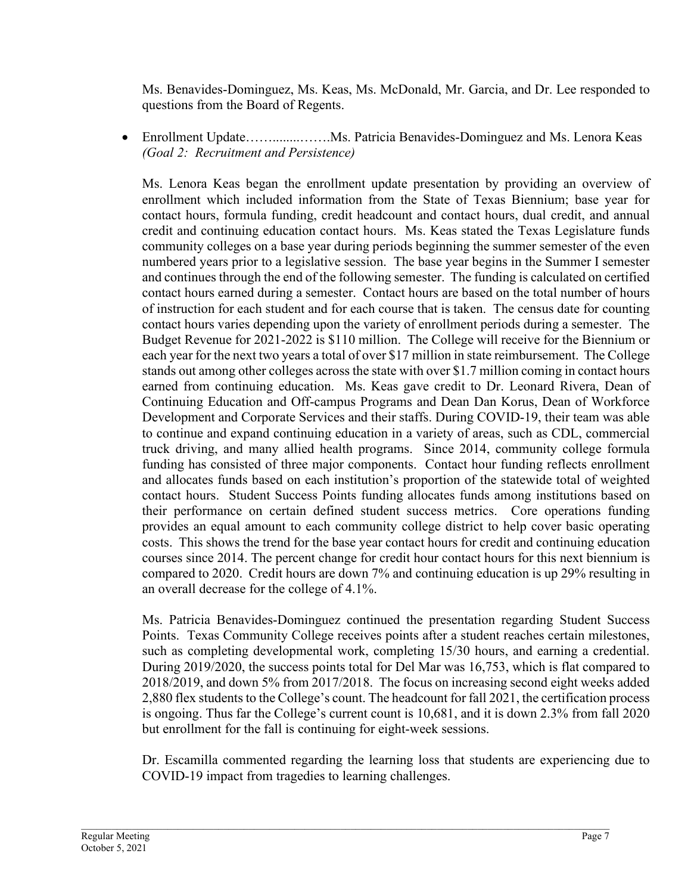Ms. Benavides-Dominguez, Ms. Keas, Ms. McDonald, Mr. Garcia, and Dr. Lee responded to questions from the Board of Regents.

- Enrollment Update…….........…….Ms. Patricia Benavides-Dominguez and Ms. Lenora Keas *(Goal 2: Recruitment and Persistence)*

  Ms. Lenora Keas began the enrollment update presentation by providing an overview of enrollment which included information from the State of Texas Biennium; base year for contact hours, formula funding, credit headcount and contact hours, dual credit, and annual credit and continuing education contact hours. Ms. Keas stated the Texas Legislature funds community colleges on a base year during periods beginning the summer semester of the even numbered years prior to a legislative session. The base year begins in the Summer I semester and continues through the end of the following semester. The funding is calculated on certified contact hours earned during a semester. Contact hours are based on the total number of hours of instruction for each student and for each course that is taken. The census date for counting contact hours varies depending upon the variety of enrollment periods during a semester. The Budget Revenue for 2021-2022 is $110 million. The College will receive for the Biennium or each year for the next two years a total of over $17 million in state reimbursement. The College stands out among other colleges across the state with over $1.7 million coming in contact hours earned from continuing education. Ms. Keas gave credit to Dr. Leonard Rivera, Dean of Continuing Education and Off-campus Programs and Dean Dan Korus, Dean of Workforce Development and Corporate Services and their staffs. During COVID-19, their team was able to continue and expand continuing education in a variety of areas, such as CDL, commercial truck driving, and many allied health programs. Since 2014, community college formula funding has consisted of three major components. Contact hour funding reflects enrollment and allocates funds based on each institution's proportion of the statewide total of weighted contact hours. Student Success Points funding allocates funds among institutions based on their performance on certain defined student success metrics. Core operations funding provides an equal amount to each community college district to help cover basic operating costs. This shows the trend for the base year contact hours for credit and continuing education courses since 2014. The percent change for credit hour contact hours for this next biennium is compared to 2020. Credit hours are down 7% and continuing education is up 29% resulting in an overall decrease for the college of 4.1%.

  Ms. Patricia Benavides-Dominguez continued the presentation regarding Student Success Points. Texas Community College receives points after a student reaches certain milestones, such as completing developmental work, completing 15/30 hours, and earning a credential. During 2019/2020, the success points total for Del Mar was 16,753, which is flat compared to 2018/2019, and down 5% from 2017/2018. The focus on increasing second eight weeks added 2,880 flex students to the College's count. The headcount for fall 2021, the certification process is ongoing. Thus far the College's current count is 10,681, and it is down 2.3% from fall 2020 but enrollment for the fall is continuing for eight-week sessions.

  Dr. Escamilla commented regarding the learning loss that students are experiencing due to COVID-19 impact from tragedies to learning challenges.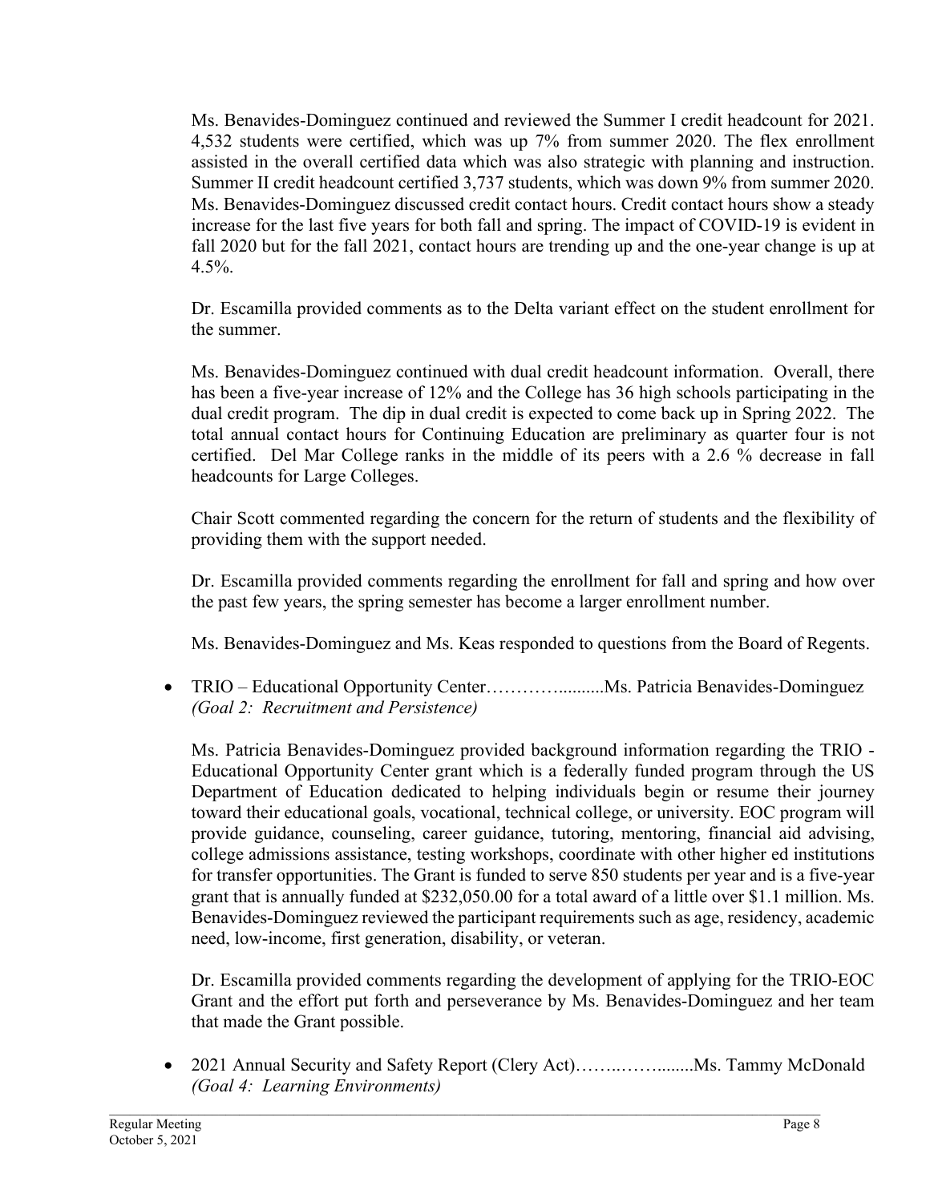Ms. Benavides-Dominguez continued and reviewed the Summer I credit headcount for 2021. 4,532 students were certified, which was up 7% from summer 2020. The flex enrollment assisted in the overall certified data which was also strategic with planning and instruction. Summer II credit headcount certified 3,737 students, which was down 9% from summer 2020. Ms. Benavides-Dominguez discussed credit contact hours. Credit contact hours show a steady increase for the last five years for both fall and spring. The impact of COVID-19 is evident in fall 2020 but for the fall 2021, contact hours are trending up and the one-year change is up at 4.5%.

Dr. Escamilla provided comments as to the Delta variant effect on the student enrollment for the summer.

Ms. Benavides-Dominguez continued with dual credit headcount information. Overall, there has been a five-year increase of 12% and the College has 36 high schools participating in the dual credit program. The dip in dual credit is expected to come back up in Spring 2022. The total annual contact hours for Continuing Education are preliminary as quarter four is not certified. Del Mar College ranks in the middle of its peers with a 2.6 % decrease in fall headcounts for Large Colleges.

Chair Scott commented regarding the concern for the return of students and the flexibility of providing them with the support needed.

Dr. Escamilla provided comments regarding the enrollment for fall and spring and how over the past few years, the spring semester has become a larger enrollment number.

Ms. Benavides-Dominguez and Ms. Keas responded to questions from the Board of Regents.

- TRIO – Educational Opportunity Center………….........Ms. Patricia Benavides-Dominguez
  *(Goal 2: Recruitment and Persistence)*

  Ms. Patricia Benavides-Dominguez provided background information regarding the TRIO - Educational Opportunity Center grant which is a federally funded program through the US Department of Education dedicated to helping individuals begin or resume their journey toward their educational goals, vocational, technical college, or university. EOC program will provide guidance, counseling, career guidance, tutoring, mentoring, financial aid advising, college admissions assistance, testing workshops, coordinate with other higher ed institutions for transfer opportunities. The Grant is funded to serve 850 students per year and is a five-year grant that is annually funded at $232,050.00 for a total award of a little over $1.1 million. Ms. Benavides-Dominguez reviewed the participant requirements such as age, residency, academic need, low-income, first generation, disability, or veteran.

  Dr. Escamilla provided comments regarding the development of applying for the TRIO-EOC Grant and the effort put forth and perseverance by Ms. Benavides-Dominguez and her team that made the Grant possible.

- 2021 Annual Security and Safety Report (Clery Act)……..……........Ms. Tammy McDonald
  *(Goal 4: Learning Environments)*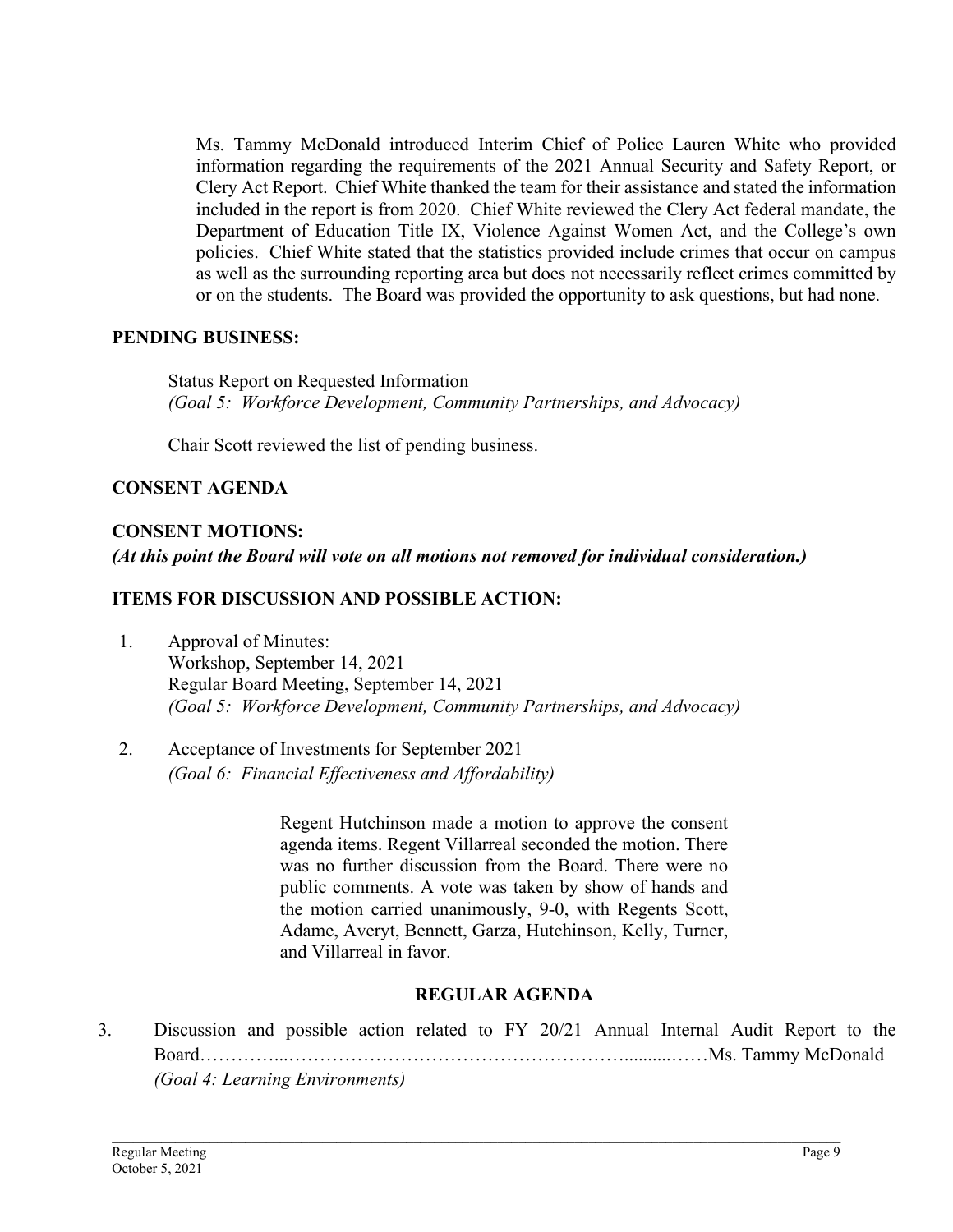Ms. Tammy McDonald introduced Interim Chief of Police Lauren White who provided information regarding the requirements of the 2021 Annual Security and Safety Report, or Clery Act Report. Chief White thanked the team for their assistance and stated the information included in the report is from 2020. Chief White reviewed the Clery Act federal mandate, the Department of Education Title IX, Violence Against Women Act, and the College's own policies. Chief White stated that the statistics provided include crimes that occur on campus as well as the surrounding reporting area but does not necessarily reflect crimes committed by or on the students. The Board was provided the opportunity to ask questions, but had none.

**PENDING BUSINESS:**

Status Report on Requested Information
*(Goal 5: Workforce Development, Community Partnerships, and Advocacy)*

Chair Scott reviewed the list of pending business.

**CONSENT AGENDA**

**CONSENT MOTIONS:**
***(At this point the Board will vote on all motions not removed for individual consideration.)***

**ITEMS FOR DISCUSSION AND POSSIBLE ACTION:**

1. Approval of Minutes:
   Workshop, September 14, 2021
   Regular Board Meeting, September 14, 2021
   *(Goal 5: Workforce Development, Community Partnerships, and Advocacy)*

2. Acceptance of Investments for September 2021
   *(Goal 6: Financial Effectiveness and Affordability)*

Regent Hutchinson made a motion to approve the consent agenda items. Regent Villarreal seconded the motion. There was no further discussion from the Board. There were no public comments. A vote was taken by show of hands and the motion carried unanimously, 9-0, with Regents Scott, Adame, Averyt, Bennett, Garza, Hutchinson, Kelly, Turner, and Villarreal in favor.

**REGULAR AGENDA**

3. Discussion and possible action related to FY 20/21 Annual Internal Audit Report to the Board…………...………………………………………………..........……Ms. Tammy McDonald
   *(Goal 4: Learning Environments)*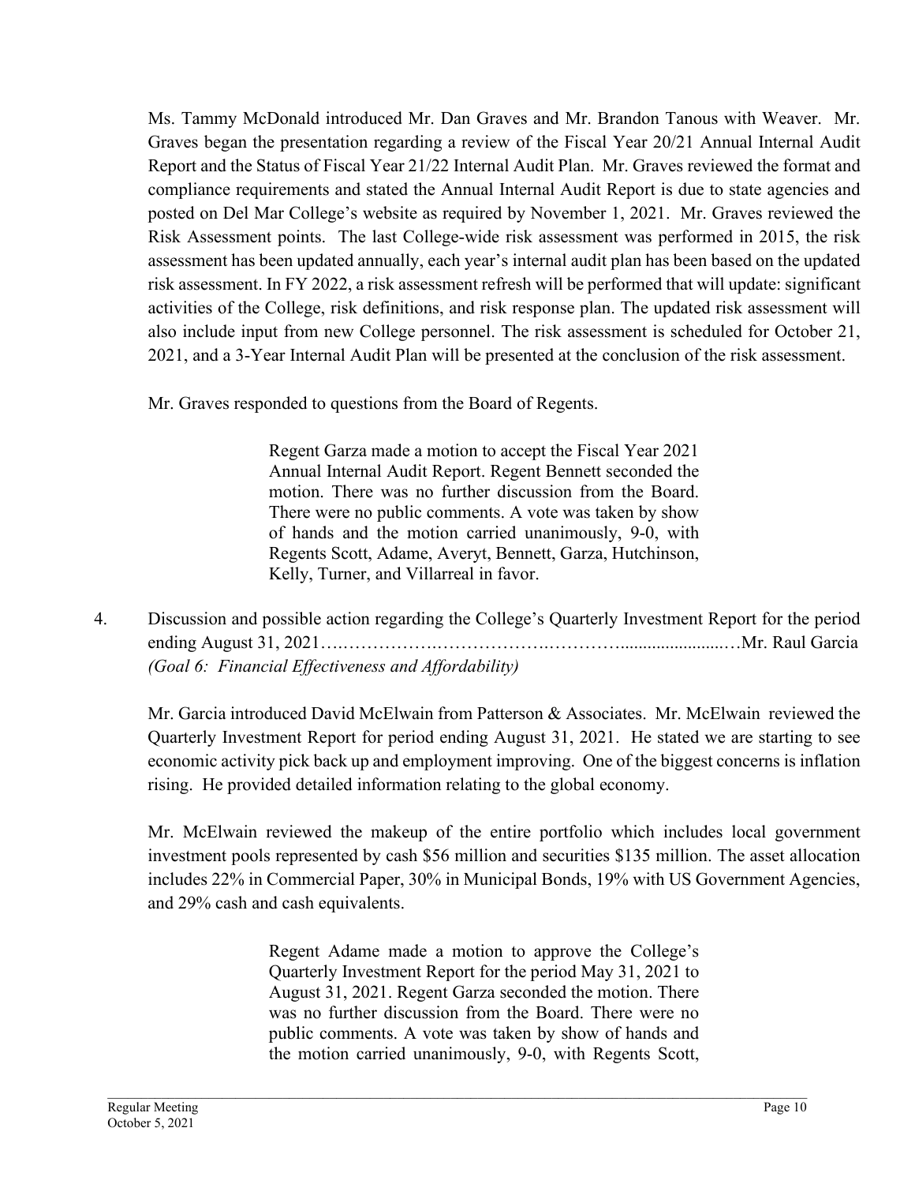Ms. Tammy McDonald introduced Mr. Dan Graves and Mr. Brandon Tanous with Weaver. Mr. Graves began the presentation regarding a review of the Fiscal Year 20/21 Annual Internal Audit Report and the Status of Fiscal Year 21/22 Internal Audit Plan. Mr. Graves reviewed the format and compliance requirements and stated the Annual Internal Audit Report is due to state agencies and posted on Del Mar College's website as required by November 1, 2021. Mr. Graves reviewed the Risk Assessment points. The last College-wide risk assessment was performed in 2015, the risk assessment has been updated annually, each year's internal audit plan has been based on the updated risk assessment. In FY 2022, a risk assessment refresh will be performed that will update: significant activities of the College, risk definitions, and risk response plan. The updated risk assessment will also include input from new College personnel. The risk assessment is scheduled for October 21, 2021, and a 3-Year Internal Audit Plan will be presented at the conclusion of the risk assessment.

Mr. Graves responded to questions from the Board of Regents.

> Regent Garza made a motion to accept the Fiscal Year 2021 Annual Internal Audit Report. Regent Bennett seconded the motion. There was no further discussion from the Board. There were no public comments. A vote was taken by show of hands and the motion carried unanimously, 9-0, with Regents Scott, Adame, Averyt, Bennett, Garza, Hutchinson, Kelly, Turner, and Villarreal in favor.

4. Discussion and possible action regarding the College's Quarterly Investment Report for the period ending August 31, 2021…………………………………………………….Mr. Raul Garcia
   *(Goal 6: Financial Effectiveness and Affordability)*

   Mr. Garcia introduced David McElwain from Patterson & Associates. Mr. McElwain reviewed the Quarterly Investment Report for period ending August 31, 2021. He stated we are starting to see economic activity pick back up and employment improving. One of the biggest concerns is inflation rising. He provided detailed information relating to the global economy.

   Mr. McElwain reviewed the makeup of the entire portfolio which includes local government investment pools represented by cash $56 million and securities $135 million. The asset allocation includes 22% in Commercial Paper, 30% in Municipal Bonds, 19% with US Government Agencies, and 29% cash and cash equivalents.

   > Regent Adame made a motion to approve the College's Quarterly Investment Report for the period May 31, 2021 to August 31, 2021. Regent Garza seconded the motion. There was no further discussion from the Board. There were no public comments. A vote was taken by show of hands and the motion carried unanimously, 9-0, with Regents Scott,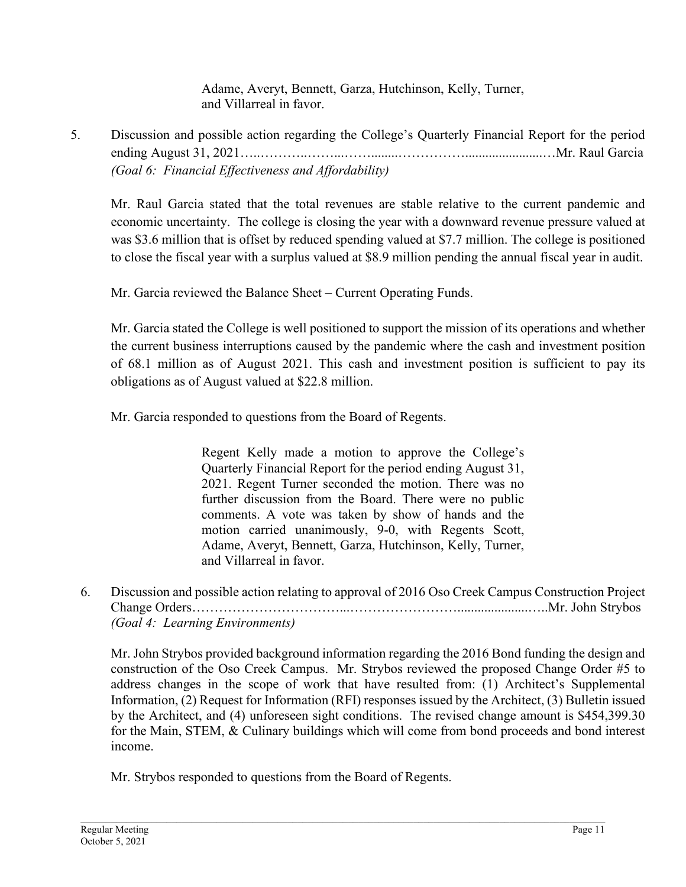Adame, Averyt, Bennett, Garza, Hutchinson, Kelly, Turner, and Villarreal in favor.

5. Discussion and possible action regarding the College's Quarterly Financial Report for the period ending August 31, 2021…..………..……...……........…………….......................…Mr. Raul Garcia
*(Goal 6: Financial Effectiveness and Affordability)*

Mr. Raul Garcia stated that the total revenues are stable relative to the current pandemic and economic uncertainty. The college is closing the year with a downward revenue pressure valued at was $3.6 million that is offset by reduced spending valued at $7.7 million. The college is positioned to close the fiscal year with a surplus valued at $8.9 million pending the annual fiscal year in audit.

Mr. Garcia reviewed the Balance Sheet – Current Operating Funds.

Mr. Garcia stated the College is well positioned to support the mission of its operations and whether the current business interruptions caused by the pandemic where the cash and investment position of 68.1 million as of August 2021. This cash and investment position is sufficient to pay its obligations as of August valued at $22.8 million.

Mr. Garcia responded to questions from the Board of Regents.

> Regent Kelly made a motion to approve the College's Quarterly Financial Report for the period ending August 31, 2021. Regent Turner seconded the motion. There was no further discussion from the Board. There were no public comments. A vote was taken by show of hands and the motion carried unanimously, 9-0, with Regents Scott, Adame, Averyt, Bennett, Garza, Hutchinson, Kelly, Turner, and Villarreal in favor.

6. Discussion and possible action relating to approval of 2016 Oso Creek Campus Construction Project Change Orders……………………………...……………………......................…..Mr. John Strybos
*(Goal 4: Learning Environments)*

Mr. John Strybos provided background information regarding the 2016 Bond funding the design and construction of the Oso Creek Campus. Mr. Strybos reviewed the proposed Change Order #5 to address changes in the scope of work that have resulted from: (1) Architect's Supplemental Information, (2) Request for Information (RFI) responses issued by the Architect, (3) Bulletin issued by the Architect, and (4) unforeseen sight conditions. The revised change amount is $454,399.30 for the Main, STEM, & Culinary buildings which will come from bond proceeds and bond interest income.

Mr. Strybos responded to questions from the Board of Regents.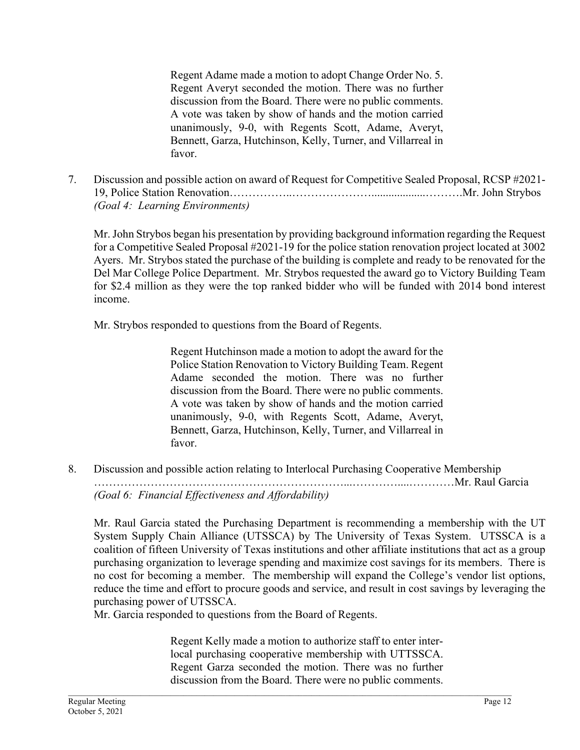Regent Adame made a motion to adopt Change Order No. 5. Regent Averyt seconded the motion. There was no further discussion from the Board. There were no public comments. A vote was taken by show of hands and the motion carried unanimously, 9-0, with Regents Scott, Adame, Averyt, Bennett, Garza, Hutchinson, Kelly, Turner, and Villarreal in favor.

7. Discussion and possible action on award of Request for Competitive Sealed Proposal, RCSP #2021-19, Police Station Renovation……………..…………………..................……….Mr. John Strybos
*(Goal 4: Learning Environments)*

Mr. John Strybos began his presentation by providing background information regarding the Request for a Competitive Sealed Proposal #2021-19 for the police station renovation project located at 3002 Ayers. Mr. Strybos stated the purchase of the building is complete and ready to be renovated for the Del Mar College Police Department. Mr. Strybos requested the award go to Victory Building Team for $2.4 million as they were the top ranked bidder who will be funded with 2014 bond interest income.

Mr. Strybos responded to questions from the Board of Regents.

Regent Hutchinson made a motion to adopt the award for the Police Station Renovation to Victory Building Team. Regent Adame seconded the motion. There was no further discussion from the Board. There were no public comments. A vote was taken by show of hands and the motion carried unanimously, 9-0, with Regents Scott, Adame, Averyt, Bennett, Garza, Hutchinson, Kelly, Turner, and Villarreal in favor.

8. Discussion and possible action relating to Interlocal Purchasing Cooperative Membership ……………………………………………………...…………....…………Mr. Raul Garcia
*(Goal 6: Financial Effectiveness and Affordability)*

Mr. Raul Garcia stated the Purchasing Department is recommending a membership with the UT System Supply Chain Alliance (UTSSCA) by The University of Texas System. UTSSCA is a coalition of fifteen University of Texas institutions and other affiliate institutions that act as a group purchasing organization to leverage spending and maximize cost savings for its members. There is no cost for becoming a member. The membership will expand the College's vendor list options, reduce the time and effort to procure goods and service, and result in cost savings by leveraging the purchasing power of UTSSCA.
Mr. Garcia responded to questions from the Board of Regents.

Regent Kelly made a motion to authorize staff to enter inter-local purchasing cooperative membership with UTTSSCA. Regent Garza seconded the motion. There was no further discussion from the Board. There were no public comments.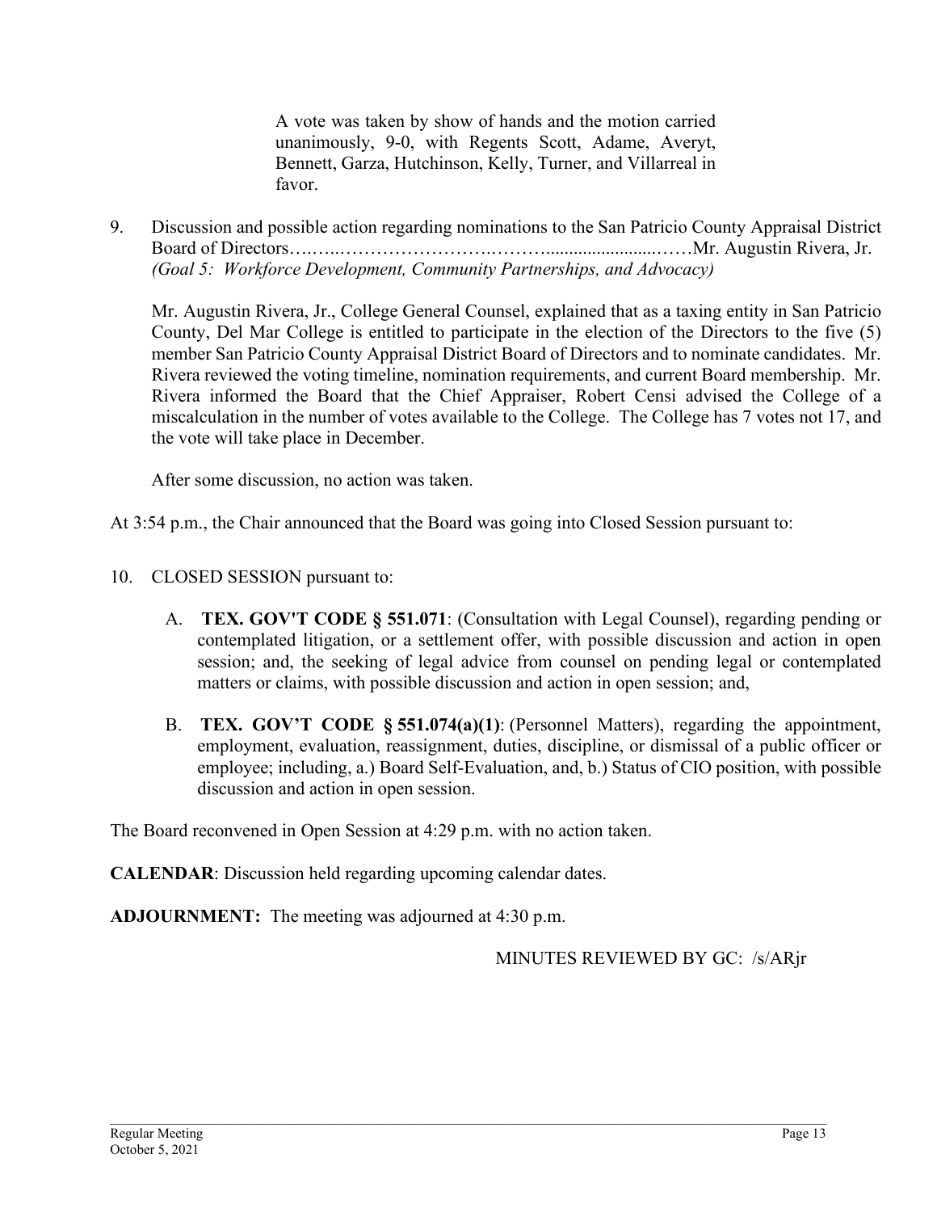A vote was taken by show of hands and the motion carried unanimously, 9-0, with Regents Scott, Adame, Averyt, Bennett, Garza, Hutchinson, Kelly, Turner, and Villarreal in favor.

9. Discussion and possible action regarding nominations to the San Patricio County Appraisal District Board of Directors…….……………………..……….......................……Mr. Augustin Rivera, Jr. *(Goal 5: Workforce Development, Community Partnerships, and Advocacy)*

   Mr. Augustin Rivera, Jr., College General Counsel, explained that as a taxing entity in San Patricio County, Del Mar College is entitled to participate in the election of the Directors to the five (5) member San Patricio County Appraisal District Board of Directors and to nominate candidates. Mr. Rivera reviewed the voting timeline, nomination requirements, and current Board membership. Mr. Rivera informed the Board that the Chief Appraiser, Robert Censi advised the College of a miscalculation in the number of votes available to the College. The College has 7 votes not 17, and the vote will take place in December.

   After some discussion, no action was taken.

At 3:54 p.m., the Chair announced that the Board was going into Closed Session pursuant to:

10. CLOSED SESSION pursuant to:

    A. **TEX. GOV'T CODE § 551.071**: (Consultation with Legal Counsel), regarding pending or contemplated litigation, or a settlement offer, with possible discussion and action in open session; and, the seeking of legal advice from counsel on pending legal or contemplated matters or claims, with possible discussion and action in open session; and,

    B. **TEX. GOV'T CODE § 551.074(a)(1)**: (Personnel Matters), regarding the appointment, employment, evaluation, reassignment, duties, discipline, or dismissal of a public officer or employee; including, a.) Board Self-Evaluation, and, b.) Status of CIO position, with possible discussion and action in open session.

The Board reconvened in Open Session at 4:29 p.m. with no action taken.

**CALENDAR**: Discussion held regarding upcoming calendar dates.

**ADJOURNMENT:** The meeting was adjourned at 4:30 p.m.

MINUTES REVIEWED BY GC: /s/ARjr